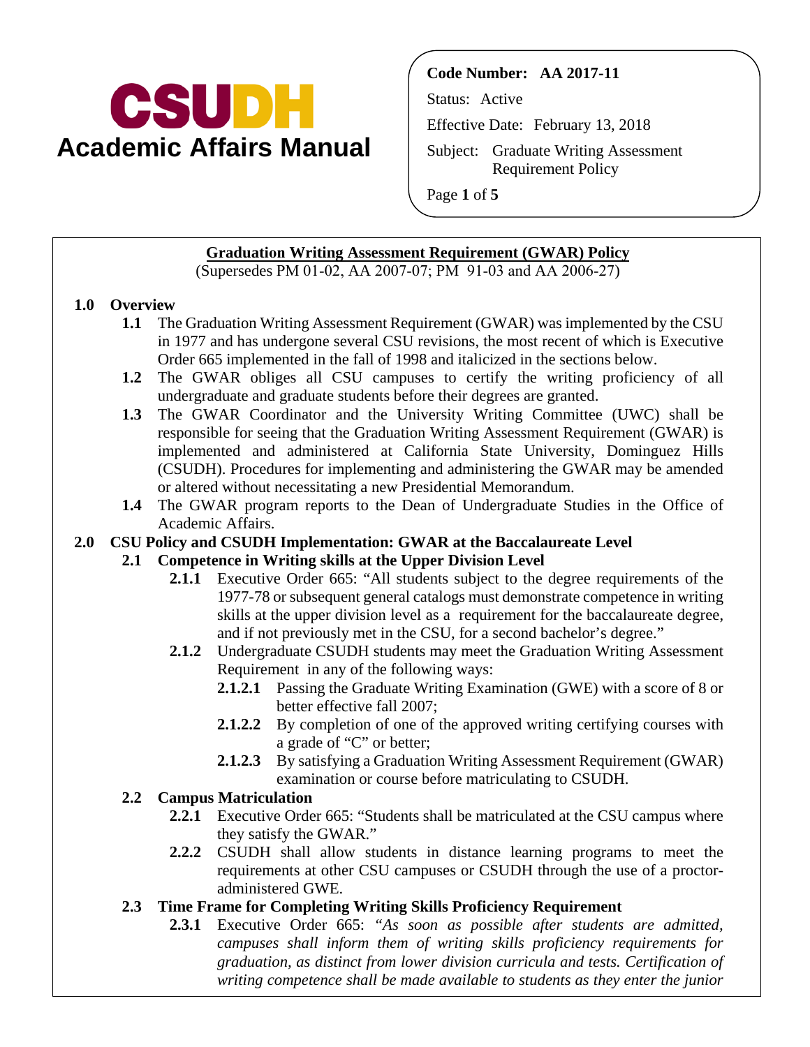# CSUDH Academic Affairs Manual

**Code Number: AA 2017-11**

Status: Active

Effective Date: February 13, 2018

Subject: Graduate Writing Assessment Requirement Policy

## Graduation Writing Assessment Requirement (GWAR) Policy

(Supersedes PM 01-02, AA 2007-07; PM 91-03 and AA 2006-27)

### 1.0 Overview

**1.1** The Graduation Writing Assessment Requirement (GWAR) was implemented by the CSU in 1977 and has undergone several CSU revisions, the most recent of which is Executive Order 665 implemented in the fall of 1998 and italicized in the sections below.

**1.2** The GWAR obliges all CSU campuses to certify the writing proficiency of all undergraduate and graduate students before their degrees are granted.

**1.3** The GWAR Coordinator and the University Writing Committee (UWC) shall be responsible for seeing that the Graduation Writing Assessment Requirement (GWAR) is implemented and administered at California State University, Dominguez Hills (CSUDH). Procedures for implementing and administering the GWAR may be amended or altered without necessitating a new Presidential Memorandum.

**1.4** The GWAR program reports to the Dean of Undergraduate Studies in the Office of Academic Affairs.

### 2.0 CSU Policy and CSUDH Implementation: GWAR at the Baccalaureate Level

#### 2.1 Competence in Writing skills at the Upper Division Level

**2.1.1** Executive Order 665: "All students subject to the degree requirements of the 1977-78 or subsequent general catalogs must demonstrate competence in writing skills at the upper division level as a requirement for the baccalaureate degree, and if not previously met in the CSU, for a second bachelor's degree."

**2.1.2** Undergraduate CSUDH students may meet the Graduation Writing Assessment Requirement in any of the following ways:

- **2.1.2.1** Passing the Graduate Writing Examination (GWE) with a score of 8 or better effective fall 2007;
- **2.1.2.2** By completion of one of the approved writing certifying courses with a grade of "C" or better;
- **2.1.2.3** By satisfying a Graduation Writing Assessment Requirement (GWAR) examination or course before matriculating to CSUDH.

#### 2.2 Campus Matriculation

**2.2.1** Executive Order 665: "Students shall be matriculated at the CSU campus where they satisfy the GWAR."

**2.2.2** CSUDH shall allow students in distance learning programs to meet the requirements at other CSU campuses or CSUDH through the use of a proctor-administered GWE.

#### 2.3 Time Frame for Completing Writing Skills Proficiency Requirement

**2.3.1** Executive Order 665: "*As soon as possible after students are admitted, campuses shall inform them of writing skills proficiency requirements for graduation, as distinct from lower division curricula and tests. Certification of writing competence shall be made available to students as they enter the junior*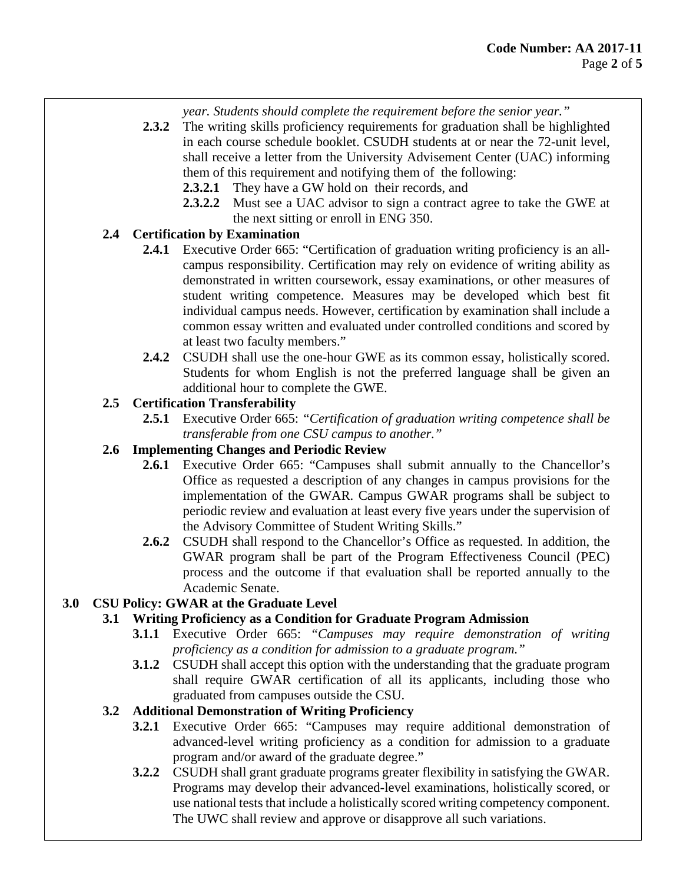*year. Students should complete the requirement before the senior year."*

**2.3.2** The writing skills proficiency requirements for graduation shall be highlighted in each course schedule booklet. CSUDH students at or near the 72-unit level, shall receive a letter from the University Advisement Center (UAC) informing them of this requirement and notifying them of the following:

**2.3.2.1** They have a GW hold on their records, and

**2.3.2.2** Must see a UAC advisor to sign a contract agree to take the GWE at the next sitting or enroll in ENG 350.

### 2.4 Certification by Examination

**2.4.1** Executive Order 665: "Certification of graduation writing proficiency is an all-campus responsibility. Certification may rely on evidence of writing ability as demonstrated in written coursework, essay examinations, or other measures of student writing competence. Measures may be developed which best fit individual campus needs. However, certification by examination shall include a common essay written and evaluated under controlled conditions and scored by at least two faculty members."

**2.4.2** CSUDH shall use the one-hour GWE as its common essay, holistically scored. Students for whom English is not the preferred language shall be given an additional hour to complete the GWE.

### 2.5 Certification Transferability

**2.5.1** Executive Order 665: *"Certification of graduation writing competence shall be transferable from one CSU campus to another."*

### 2.6 Implementing Changes and Periodic Review

**2.6.1** Executive Order 665: "Campuses shall submit annually to the Chancellor's Office as requested a description of any changes in campus provisions for the implementation of the GWAR. Campus GWAR programs shall be subject to periodic review and evaluation at least every five years under the supervision of the Advisory Committee of Student Writing Skills."

**2.6.2** CSUDH shall respond to the Chancellor's Office as requested. In addition, the GWAR program shall be part of the Program Effectiveness Council (PEC) process and the outcome if that evaluation shall be reported annually to the Academic Senate.

## 3.0 CSU Policy: GWAR at the Graduate Level

### 3.1 Writing Proficiency as a Condition for Graduate Program Admission

**3.1.1** Executive Order 665: *"Campuses may require demonstration of writing proficiency as a condition for admission to a graduate program."*

**3.1.2** CSUDH shall accept this option with the understanding that the graduate program shall require GWAR certification of all its applicants, including those who graduated from campuses outside the CSU.

### 3.2 Additional Demonstration of Writing Proficiency

**3.2.1** Executive Order 665: "Campuses may require additional demonstration of advanced-level writing proficiency as a condition for admission to a graduate program and/or award of the graduate degree."

**3.2.2** CSUDH shall grant graduate programs greater flexibility in satisfying the GWAR. Programs may develop their advanced-level examinations, holistically scored, or use national tests that include a holistically scored writing competency component. The UWC shall review and approve or disapprove all such variations.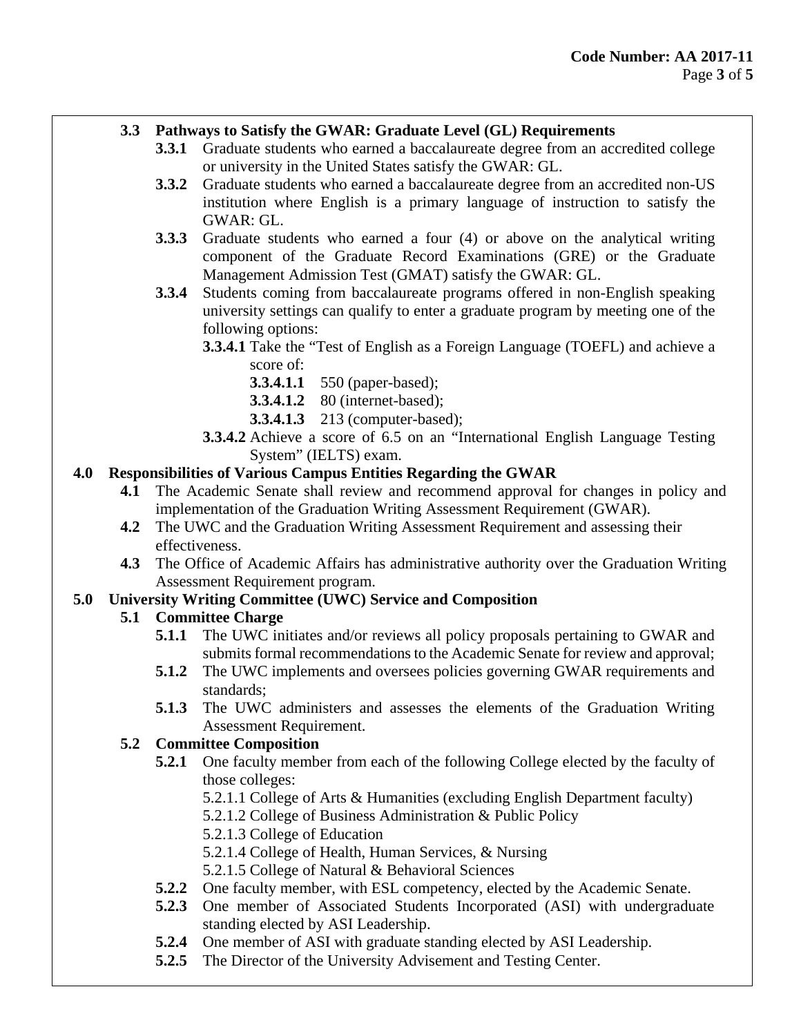**3.3 Pathways to Satisfy the GWAR: Graduate Level (GL) Requirements**

**3.3.1** Graduate students who earned a baccalaureate degree from an accredited college or university in the United States satisfy the GWAR: GL.

**3.3.2** Graduate students who earned a baccalaureate degree from an accredited non-US institution where English is a primary language of instruction to satisfy the GWAR: GL.

**3.3.3** Graduate students who earned a four (4) or above on the analytical writing component of the Graduate Record Examinations (GRE) or the Graduate Management Admission Test (GMAT) satisfy the GWAR: GL.

**3.3.4** Students coming from baccalaureate programs offered in non-English speaking university settings can qualify to enter a graduate program by meeting one of the following options:

**3.3.4.1** Take the "Test of English as a Foreign Language (TOEFL) and achieve a score of:

**3.3.4.1.1** 550 (paper-based);

**3.3.4.1.2** 80 (internet-based);

**3.3.4.1.3** 213 (computer-based);

**3.3.4.2** Achieve a score of 6.5 on an "International English Language Testing System" (IELTS) exam.

**4.0 Responsibilities of Various Campus Entities Regarding the GWAR**

**4.1** The Academic Senate shall review and recommend approval for changes in policy and implementation of the Graduation Writing Assessment Requirement (GWAR).

**4.2** The UWC and the Graduation Writing Assessment Requirement and assessing their effectiveness.

**4.3** The Office of Academic Affairs has administrative authority over the Graduation Writing Assessment Requirement program.

**5.0 University Writing Committee (UWC) Service and Composition**

**5.1 Committee Charge**

**5.1.1** The UWC initiates and/or reviews all policy proposals pertaining to GWAR and submits formal recommendations to the Academic Senate for review and approval;

**5.1.2** The UWC implements and oversees policies governing GWAR requirements and standards;

**5.1.3** The UWC administers and assesses the elements of the Graduation Writing Assessment Requirement.

**5.2 Committee Composition**

**5.2.1** One faculty member from each of the following College elected by the faculty of those colleges:

5.2.1.1 College of Arts & Humanities (excluding English Department faculty)

5.2.1.2 College of Business Administration & Public Policy

5.2.1.3 College of Education

5.2.1.4 College of Health, Human Services, & Nursing

5.2.1.5 College of Natural & Behavioral Sciences

**5.2.2** One faculty member, with ESL competency, elected by the Academic Senate.

**5.2.3** One member of Associated Students Incorporated (ASI) with undergraduate standing elected by ASI Leadership.

**5.2.4** One member of ASI with graduate standing elected by ASI Leadership.

**5.2.5** The Director of the University Advisement and Testing Center.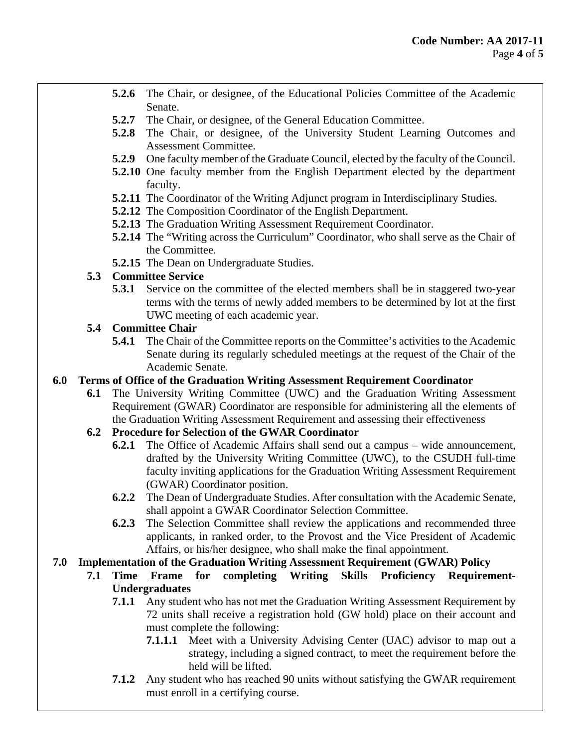**5.2.6** The Chair, or designee, of the Educational Policies Committee of the Academic Senate.

**5.2.7** The Chair, or designee, of the General Education Committee.

**5.2.8** The Chair, or designee, of the University Student Learning Outcomes and Assessment Committee.

**5.2.9** One faculty member of the Graduate Council, elected by the faculty of the Council.

**5.2.10** One faculty member from the English Department elected by the department faculty.

**5.2.11** The Coordinator of the Writing Adjunct program in Interdisciplinary Studies.

**5.2.12** The Composition Coordinator of the English Department.

**5.2.13** The Graduation Writing Assessment Requirement Coordinator.

**5.2.14** The "Writing across the Curriculum" Coordinator, who shall serve as the Chair of the Committee.

**5.2.15** The Dean on Undergraduate Studies.

**5.3 Committee Service**

**5.3.1** Service on the committee of the elected members shall be in staggered two-year terms with the terms of newly added members to be determined by lot at the first UWC meeting of each academic year.

**5.4 Committee Chair**

**5.4.1** The Chair of the Committee reports on the Committee's activities to the Academic Senate during its regularly scheduled meetings at the request of the Chair of the Academic Senate.

## 6.0 Terms of Office of the Graduation Writing Assessment Requirement Coordinator

**6.1** The University Writing Committee (UWC) and the Graduation Writing Assessment Requirement (GWAR) Coordinator are responsible for administering all the elements of the Graduation Writing Assessment Requirement and assessing their effectiveness

**6.2 Procedure for Selection of the GWAR Coordinator**

**6.2.1** The Office of Academic Affairs shall send out a campus – wide announcement, drafted by the University Writing Committee (UWC), to the CSUDH full-time faculty inviting applications for the Graduation Writing Assessment Requirement (GWAR) Coordinator position.

**6.2.2** The Dean of Undergraduate Studies. After consultation with the Academic Senate, shall appoint a GWAR Coordinator Selection Committee.

**6.2.3** The Selection Committee shall review the applications and recommended three applicants, in ranked order, to the Provost and the Vice President of Academic Affairs, or his/her designee, who shall make the final appointment.

## 7.0 Implementation of the Graduation Writing Assessment Requirement (GWAR) Policy

**7.1 Time Frame for completing Writing Skills Proficiency Requirement-Undergraduates**

**7.1.1** Any student who has not met the Graduation Writing Assessment Requirement by 72 units shall receive a registration hold (GW hold) place on their account and must complete the following:

**7.1.1.1** Meet with a University Advising Center (UAC) advisor to map out a strategy, including a signed contract, to meet the requirement before the held will be lifted.

**7.1.2** Any student who has reached 90 units without satisfying the GWAR requirement must enroll in a certifying course.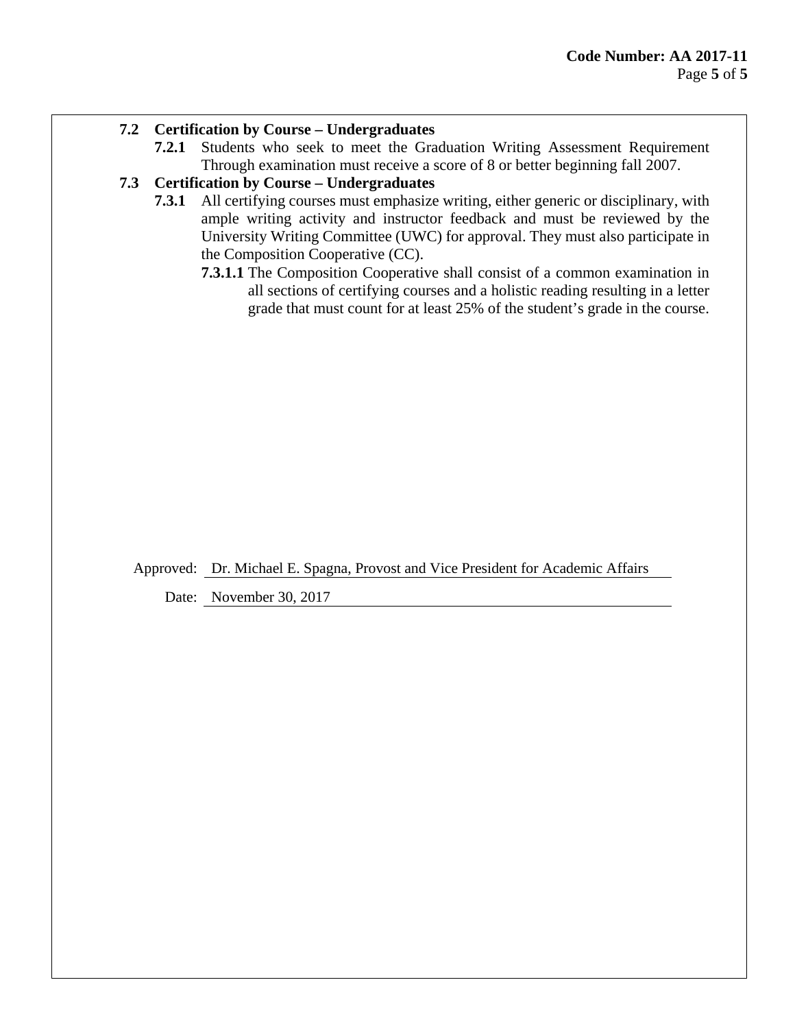**7.2 Certification by Course – Undergraduates**

**7.2.1** Students who seek to meet the Graduation Writing Assessment Requirement Through examination must receive a score of 8 or better beginning fall 2007.

**7.3 Certification by Course – Undergraduates**

**7.3.1** All certifying courses must emphasize writing, either generic or disciplinary, with ample writing activity and instructor feedback and must be reviewed by the University Writing Committee (UWC) for approval. They must also participate in the Composition Cooperative (CC).

**7.3.1.1** The Composition Cooperative shall consist of a common examination in all sections of certifying courses and a holistic reading resulting in a letter grade that must count for at least 25% of the student's grade in the course.

Approved: Dr. Michael E. Spagna, Provost and Vice President for Academic Affairs

Date: November 30, 2017